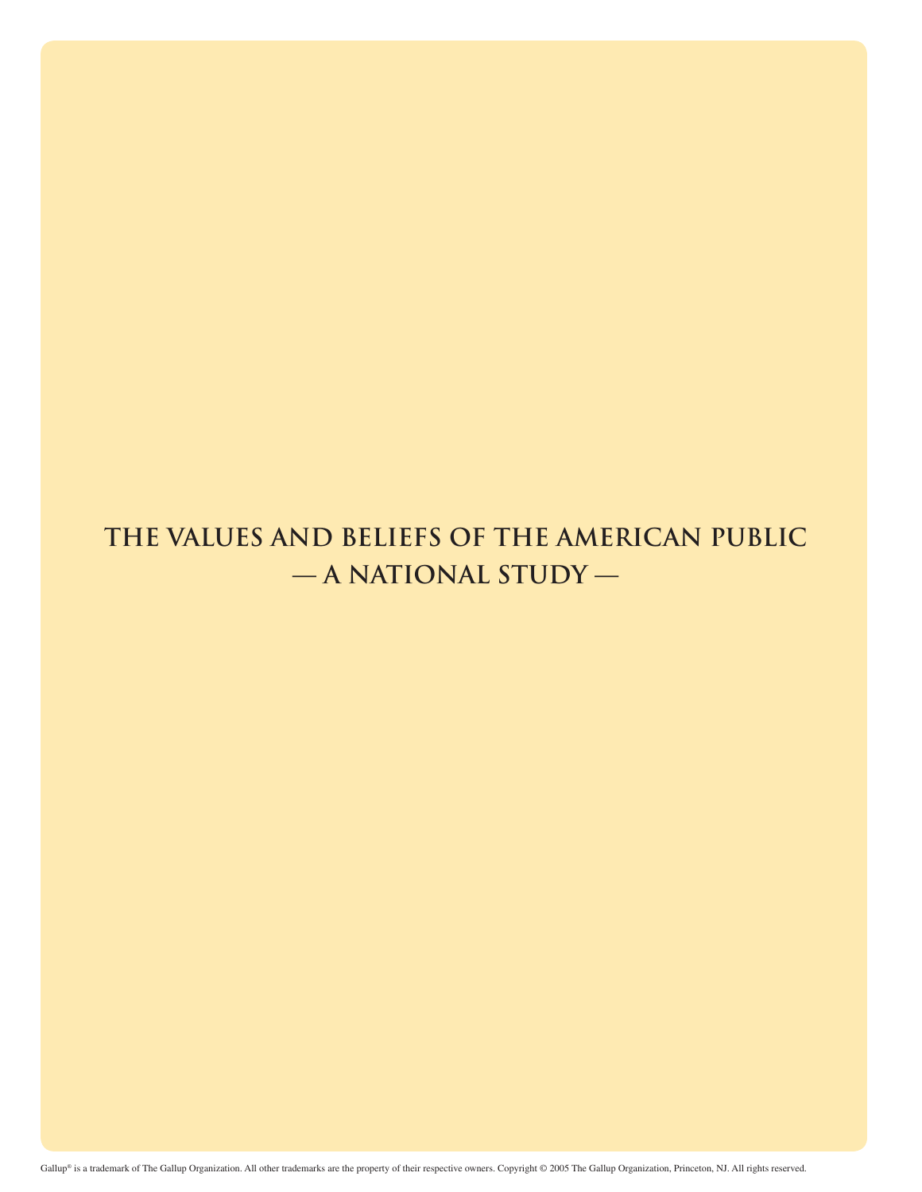# THE VALUES AND BELIEFS OF THE AMERICAN PUBLIC

## — A NATIONAL STUDY —

Gallup® is a trademark of The Gallup Organization. All other trademarks are the property of their respective owners. Copyright © 2005 The Gallup Organization, Princeton, NJ. All rights reserved.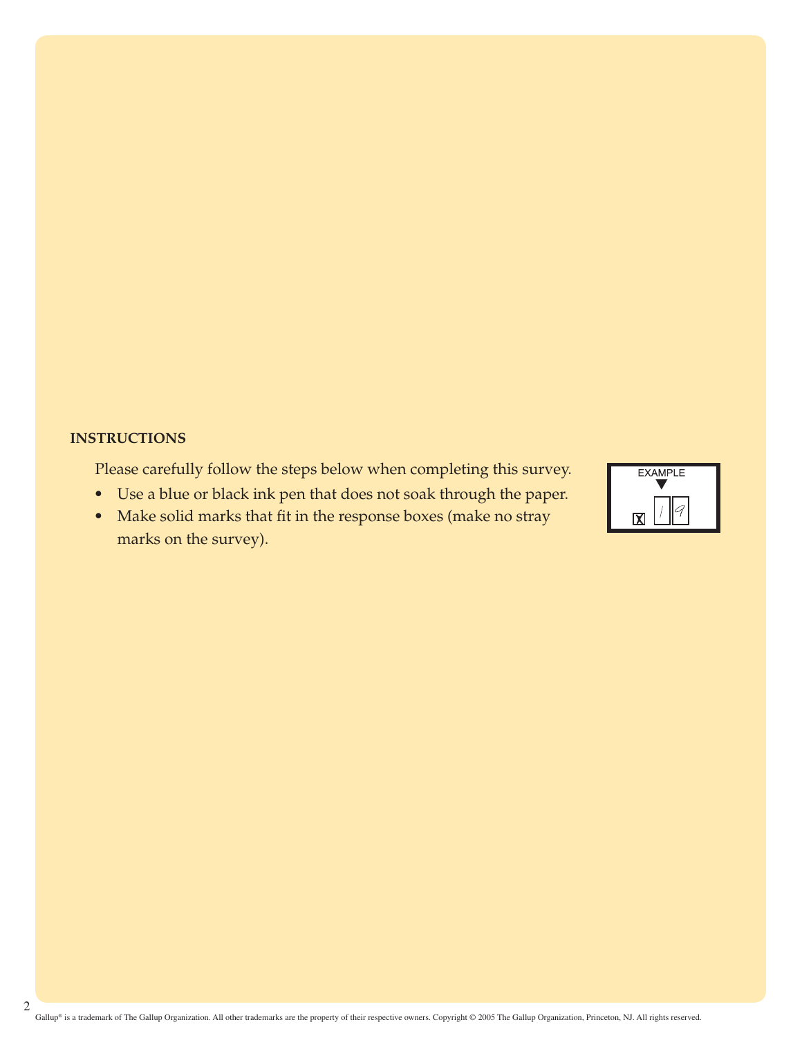## INSTRUCTIONS

Please carefully follow the steps below when completing this survey.

- Use a blue or black ink pen that does not soak through the paper.
- Make solid marks that fit in the response boxes (make no stray marks on the survey).

EXAMPLE

Gallup® is a trademark of The Gallup Organization. All other trademarks are the property of their respective owners. Copyright © 2005 The Gallup Organization, Princeton, NJ. All rights reserved.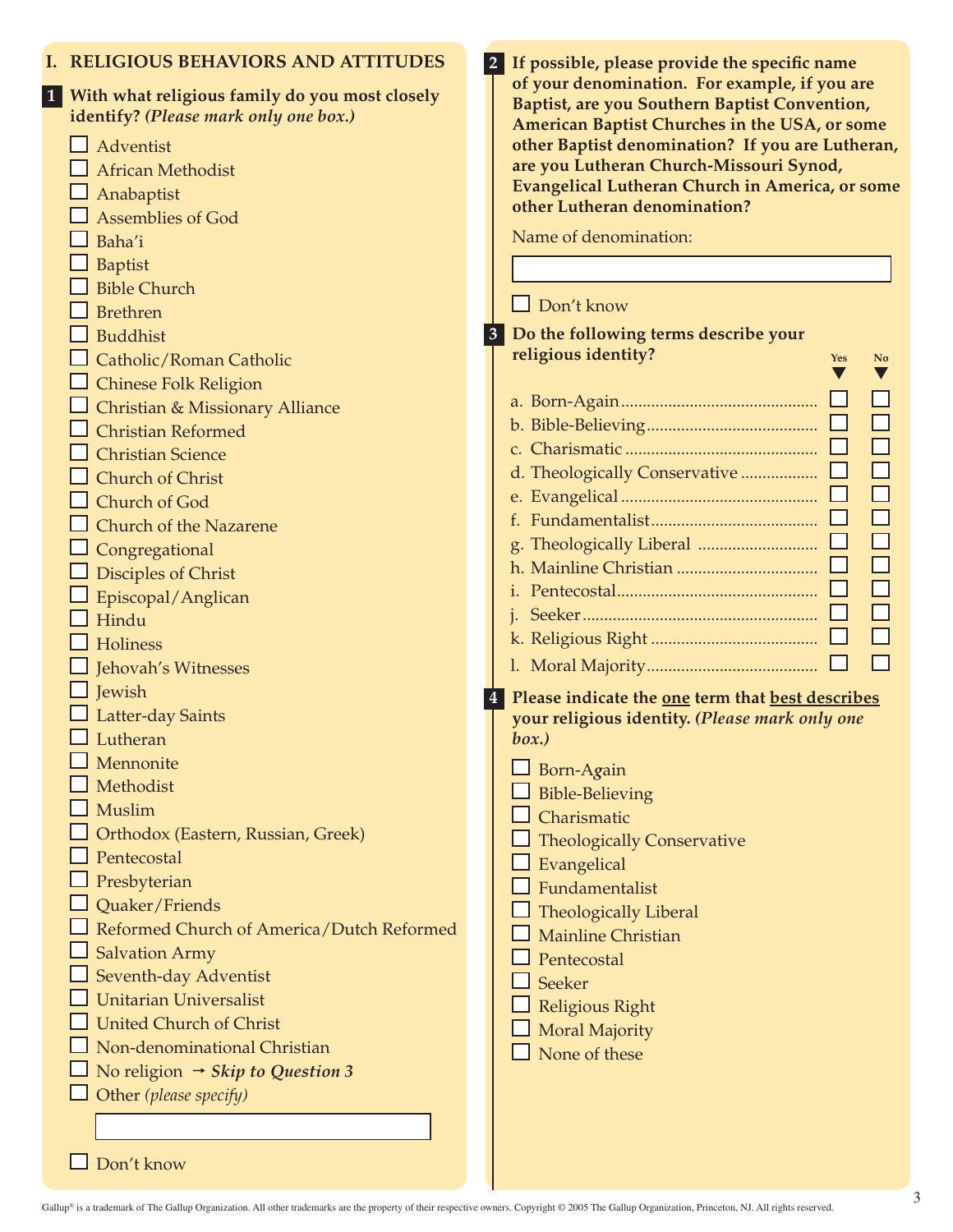## I. RELIGIOUS BEHAVIORS AND ATTITUDES

**1 With what religious family do you most closely identify?** ***(Please mark only one box.)***

- ☐ Adventist
- ☐ African Methodist
- ☐ Anabaptist
- ☐ Assemblies of God
- ☐ Baha'i
- ☐ Baptist
- ☐ Bible Church
- ☐ Brethren
- ☐ Buddhist
- ☐ Catholic/Roman Catholic
- ☐ Chinese Folk Religion
- ☐ Christian & Missionary Alliance
- ☐ Christian Reformed
- ☐ Christian Science
- ☐ Church of Christ
- ☐ Church of God
- ☐ Church of the Nazarene
- ☐ Congregational
- ☐ Disciples of Christ
- ☐ Episcopal/Anglican
- ☐ Hindu
- ☐ Holiness
- ☐ Jehovah's Witnesses
- ☐ Jewish
- ☐ Latter-day Saints
- ☐ Lutheran
- ☐ Mennonite
- ☐ Methodist
- ☐ Muslim
- ☐ Orthodox (Eastern, Russian, Greek)
- ☐ Pentecostal
- ☐ Presbyterian
- ☐ Quaker/Friends
- ☐ Reformed Church of America/Dutch Reformed
- ☐ Salvation Army
- ☐ Seventh-day Adventist
- ☐ Unitarian Universalist
- ☐ United Church of Christ
- ☐ Non-denominational Christian
- ☐ No religion → ***Skip to Question 3***
- ☐ Other *(please specify)*

______________________________

- ☐ Don't know

**2 If possible, please provide the specific name of your denomination. For example, if you are Baptist, are you Southern Baptist Convention, American Baptist Churches in the USA, or some other Baptist denomination? If you are Lutheran, are you Lutheran Church-Missouri Synod, Evangelical Lutheran Church in America, or some other Lutheran denomination?**

Name of denomination:

______________________________

- ☐ Don't know

**3 Do the following terms describe your religious identity?**

| | Yes | No |
|---|---|---|
| a. Born-Again | ☐ | ☐ |
| b. Bible-Believing | ☐ | ☐ |
| c. Charismatic | ☐ | ☐ |
| d. Theologically Conservative | ☐ | ☐ |
| e. Evangelical | ☐ | ☐ |
| f. Fundamentalist | ☐ | ☐ |
| g. Theologically Liberal | ☐ | ☐ |
| h. Mainline Christian | ☐ | ☐ |
| i. Pentecostal | ☐ | ☐ |
| j. Seeker | ☐ | ☐ |
| k. Religious Right | ☐ | ☐ |
| l. Moral Majority | ☐ | ☐ |

**4 Please indicate the one term that best describes your religious identity.** ***(Please mark only one box.)***

- ☐ Born-Again
- ☐ Bible-Believing
- ☐ Charismatic
- ☐ Theologically Conservative
- ☐ Evangelical
- ☐ Fundamentalist
- ☐ Theologically Liberal
- ☐ Mainline Christian
- ☐ Pentecostal
- ☐ Seeker
- ☐ Religious Right
- ☐ Moral Majority
- ☐ None of these

Gallup® is a trademark of The Gallup Organization. All other trademarks are the property of their respective owners. Copyright © 2005 The Gallup Organization, Princeton, NJ. All rights reserved.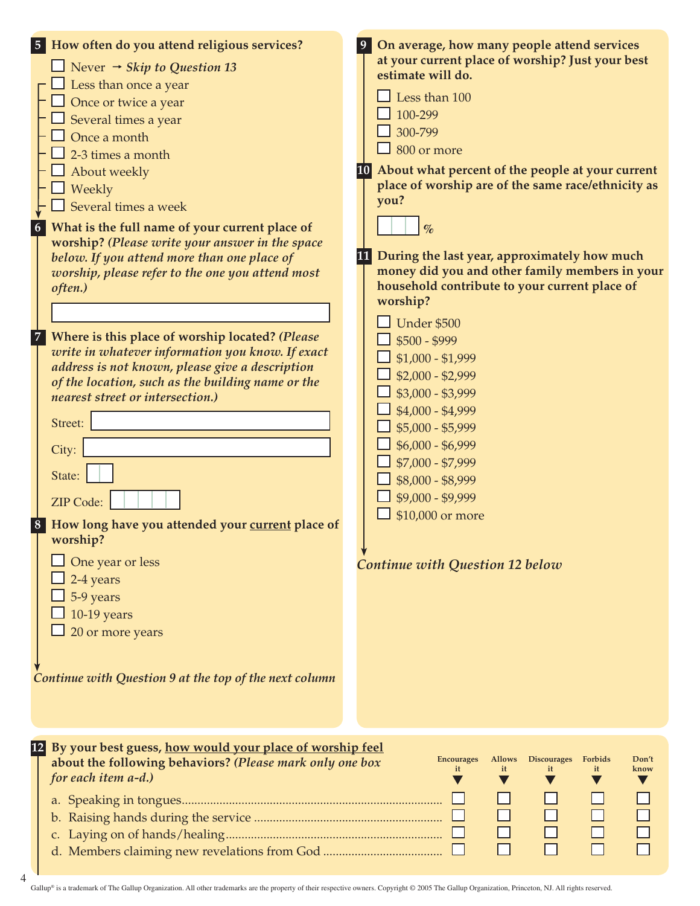**5** **How often do you attend religious services?**

- ☐ Never → ***Skip to Question 13***
- ☐ Less than once a year
- ☐ Once or twice a year
- ☐ Several times a year
- ☐ Once a month
- ☐ 2-3 times a month
- ☐ About weekly
- ☐ Weekly
- ☐ Several times a week

**6** **What is the full name of your current place of worship?** ***(Please write your answer in the space below. If you attend more than one place of worship, please refer to the one you attend most often.)***

______________________________

**7** **Where is this place of worship located?** ***(Please write in whatever information you know. If exact address is not known, please give a description of the location, such as the building name or the nearest street or intersection.)***

Street: ______________________________

City: ______________________________

State: ____

ZIP Code: ______

**8** **How long have you attended your <u>current</u> place of worship?**

- ☐ One year or less
- ☐ 2-4 years
- ☐ 5-9 years
- ☐ 10-19 years
- ☐ 20 or more years

*Continue with Question 9 at the top of the next column*

**9** **On average, how many people attend services at your current place of worship? Just your best estimate will do.**

- ☐ Less than 100
- ☐ 100-299
- ☐ 300-799
- ☐ 800 or more

**10** **About what percent of the people at your current place of worship are of the same race/ethnicity as you?**

____ %

**11** **During the last year, approximately how much money did you and other family members in your household contribute to your current place of worship?**

- ☐ Under $500
- ☐ $500 - $999
- ☐ $1,000 - $1,999
- ☐ $2,000 - $2,999
- ☐ $3,000 - $3,999
- ☐ $4,000 - $4,999
- ☐ $5,000 - $5,999
- ☐ $6,000 - $6,999
- ☐ $7,000 - $7,999
- ☐ $8,000 - $8,999
- ☐ $9,000 - $9,999
- ☐ $10,000 or more

*Continue with Question 12 below*

**12** **By your best guess, <u>how would your place of worship feel</u> about the following behaviors?** ***(Please mark only one box for each item a-d.)***

| | Encourages it | Allows it | Discourages it | Forbids it | Don't know |
|---|---|---|---|---|---|
| a. Speaking in tongues | ☐ | ☐ | ☐ | ☐ | ☐ |
| b. Raising hands during the service | ☐ | ☐ | ☐ | ☐ | ☐ |
| c. Laying on of hands/healing | ☐ | ☐ | ☐ | ☐ | ☐ |
| d. Members claiming new revelations from God | ☐ | ☐ | ☐ | ☐ | ☐ |

Gallup® is a trademark of The Gallup Organization. All other trademarks are the property of their respective owners. Copyright © 2005 The Gallup Organization, Princeton, NJ. All rights reserved.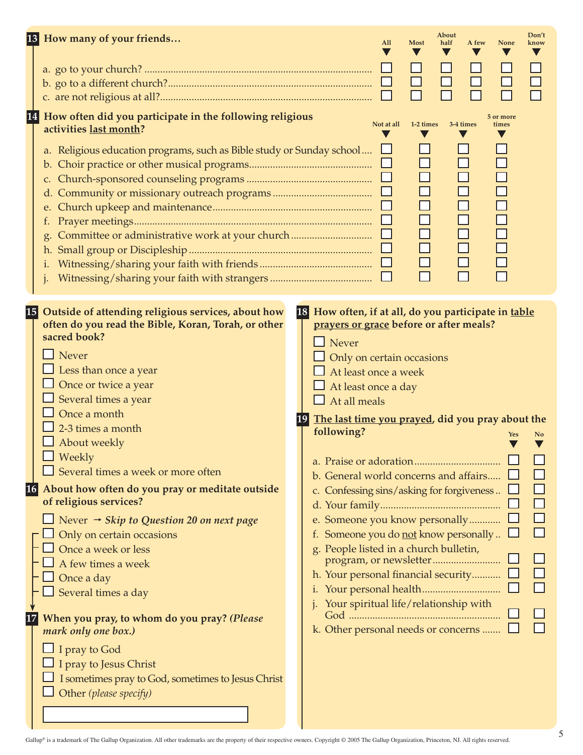**13 How many of your friends…**

| | All | Most | About half | A few | None | Don't know |
|---|---|---|---|---|---|---|
| a. go to your church? | ☐ | ☐ | ☐ | ☐ | ☐ | ☐ |
| b. go to a different church? | ☐ | ☐ | ☐ | ☐ | ☐ | ☐ |
| c. are not religious at all? | ☐ | ☐ | ☐ | ☐ | ☐ | ☐ |

**14 How often did you participate in the following religious activities <u>last month</u>?**

| | Not at all | 1-2 times | 3-4 times | 5 or more times |
|---|---|---|---|---|
| a. Religious education programs, such as Bible study or Sunday school | ☐ | ☐ | ☐ | ☐ |
| b. Choir practice or other musical programs | ☐ | ☐ | ☐ | ☐ |
| c. Church-sponsored counseling programs | ☐ | ☐ | ☐ | ☐ |
| d. Community or missionary outreach programs | ☐ | ☐ | ☐ | ☐ |
| e. Church upkeep and maintenance | ☐ | ☐ | ☐ | ☐ |
| f. Prayer meetings | ☐ | ☐ | ☐ | ☐ |
| g. Committee or administrative work at your church | ☐ | ☐ | ☐ | ☐ |
| h. Small group or Discipleship | ☐ | ☐ | ☐ | ☐ |
| i. Witnessing/sharing your faith with friends | ☐ | ☐ | ☐ | ☐ |
| j. Witnessing/sharing your faith with strangers | ☐ | ☐ | ☐ | ☐ |

**15 Outside of attending religious services, about how often do you read the Bible, Koran, Torah, or other sacred book?**

- ☐ Never
- ☐ Less than once a year
- ☐ Once or twice a year
- ☐ Several times a year
- ☐ Once a month
- ☐ 2-3 times a month
- ☐ About weekly
- ☐ Weekly
- ☐ Several times a week or more often

**16 About how often do you pray or meditate outside of religious services?**

- ☐ Never → *Skip to Question 20 on next page*
- ☐ Only on certain occasions
- ☐ Once a week or less
- ☐ A few times a week
- ☐ Once a day
- ☐ Several times a day

**17 When you pray, to whom do you pray? *(Please mark only one box.)***

- ☐ I pray to God
- ☐ I pray to Jesus Christ
- ☐ I sometimes pray to God, sometimes to Jesus Christ
- ☐ Other *(please specify)*

______________________________

**18 How often, if at all, do you participate in <u>table prayers or grace</u> before or after meals?**

- ☐ Never
- ☐ Only on certain occasions
- ☐ At least once a week
- ☐ At least once a day
- ☐ At all meals

**19 <u>The last time you prayed</u>, did you pray about the following?**

| | Yes | No |
|---|---|---|
| a. Praise or adoration | ☐ | ☐ |
| b. General world concerns and affairs | ☐ | ☐ |
| c. Confessing sins/asking for forgiveness | ☐ | ☐ |
| d. Your family | ☐ | ☐ |
| e. Someone you know personally | ☐ | ☐ |
| f. Someone you do <u>not</u> know personally | ☐ | ☐ |
| g. People listed in a church bulletin, program, or newsletter | ☐ | ☐ |
| h. Your personal financial security | ☐ | ☐ |
| i. Your personal health | ☐ | ☐ |
| j. Your spiritual life/relationship with God | ☐ | ☐ |
| k. Other personal needs or concerns | ☐ | ☐ |

Gallup® is a trademark of The Gallup Organization. All other trademarks are the property of their respective owners. Copyright © 2005 The Gallup Organization, Princeton, NJ. All rights reserved.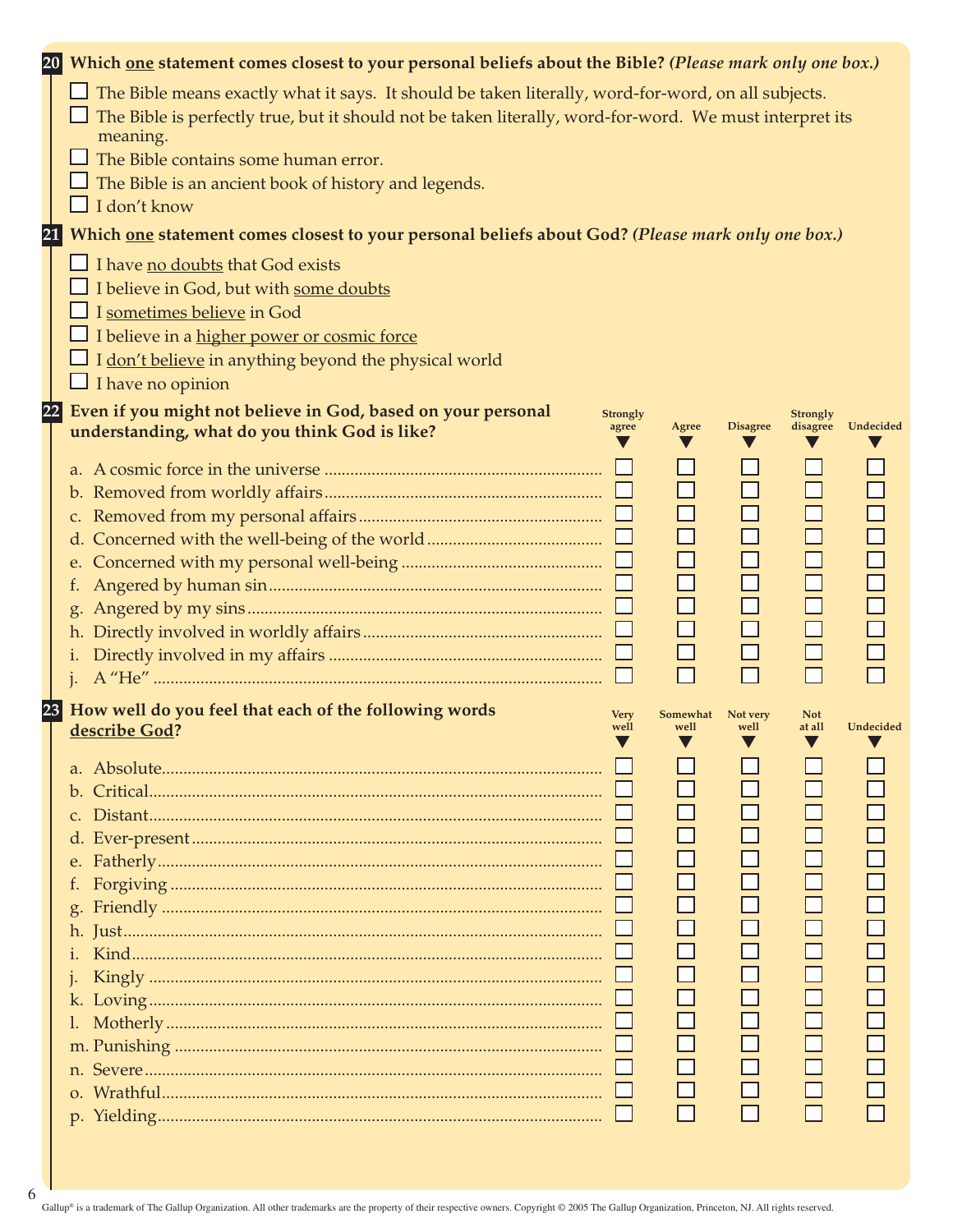**20** **Which <u>one</u> statement comes closest to your personal beliefs about the Bible?** ***(Please mark only one box.)***

- ☐ The Bible means exactly what it says. It should be taken literally, word-for-word, on all subjects.
- ☐ The Bible is perfectly true, but it should not be taken literally, word-for-word. We must interpret its meaning.
- ☐ The Bible contains some human error.
- ☐ The Bible is an ancient book of history and legends.
- ☐ I don't know

**21** **Which <u>one</u> statement comes closest to your personal beliefs about God?** ***(Please mark only one box.)***

- ☐ I have <u>no doubts</u> that God exists
- ☐ I believe in God, but with <u>some doubts</u>
- ☐ I <u>sometimes believe</u> in God
- ☐ I believe in a <u>higher power or cosmic force</u>
- ☐ I <u>don't believe</u> in anything beyond the physical world
- ☐ I have no opinion

**22** **Even if you might not believe in God, based on your personal understanding, what do you think God is like?**

| | Strongly agree | Agree | Disagree | Strongly disagree | Undecided |
|---|---|---|---|---|---|
| a. A cosmic force in the universe | ☐ | ☐ | ☐ | ☐ | ☐ |
| b. Removed from worldly affairs | ☐ | ☐ | ☐ | ☐ | ☐ |
| c. Removed from my personal affairs | ☐ | ☐ | ☐ | ☐ | ☐ |
| d. Concerned with the well-being of the world | ☐ | ☐ | ☐ | ☐ | ☐ |
| e. Concerned with my personal well-being | ☐ | ☐ | ☐ | ☐ | ☐ |
| f. Angered by human sin | ☐ | ☐ | ☐ | ☐ | ☐ |
| g. Angered by my sins | ☐ | ☐ | ☐ | ☐ | ☐ |
| h. Directly involved in worldly affairs | ☐ | ☐ | ☐ | ☐ | ☐ |
| i. Directly involved in my affairs | ☐ | ☐ | ☐ | ☐ | ☐ |
| j. A "He" | ☐ | ☐ | ☐ | ☐ | ☐ |

**23** **How well do you feel that each of the following words <u>describe God</u>?**

| | Very well | Somewhat well | Not very well | Not at all | Undecided |
|---|---|---|---|---|---|
| a. Absolute | ☐ | ☐ | ☐ | ☐ | ☐ |
| b. Critical | ☐ | ☐ | ☐ | ☐ | ☐ |
| c. Distant | ☐ | ☐ | ☐ | ☐ | ☐ |
| d. Ever-present | ☐ | ☐ | ☐ | ☐ | ☐ |
| e. Fatherly | ☐ | ☐ | ☐ | ☐ | ☐ |
| f. Forgiving | ☐ | ☐ | ☐ | ☐ | ☐ |
| g. Friendly | ☐ | ☐ | ☐ | ☐ | ☐ |
| h. Just | ☐ | ☐ | ☐ | ☐ | ☐ |
| i. Kind | ☐ | ☐ | ☐ | ☐ | ☐ |
| j. Kingly | ☐ | ☐ | ☐ | ☐ | ☐ |
| k. Loving | ☐ | ☐ | ☐ | ☐ | ☐ |
| l. Motherly | ☐ | ☐ | ☐ | ☐ | ☐ |
| m. Punishing | ☐ | ☐ | ☐ | ☐ | ☐ |
| n. Severe | ☐ | ☐ | ☐ | ☐ | ☐ |
| o. Wrathful | ☐ | ☐ | ☐ | ☐ | ☐ |
| p. Yielding | ☐ | ☐ | ☐ | ☐ | ☐ |

Gallup® is a trademark of The Gallup Organization. All other trademarks are the property of their respective owners. Copyright © 2005 The Gallup Organization, Princeton, NJ. All rights reserved.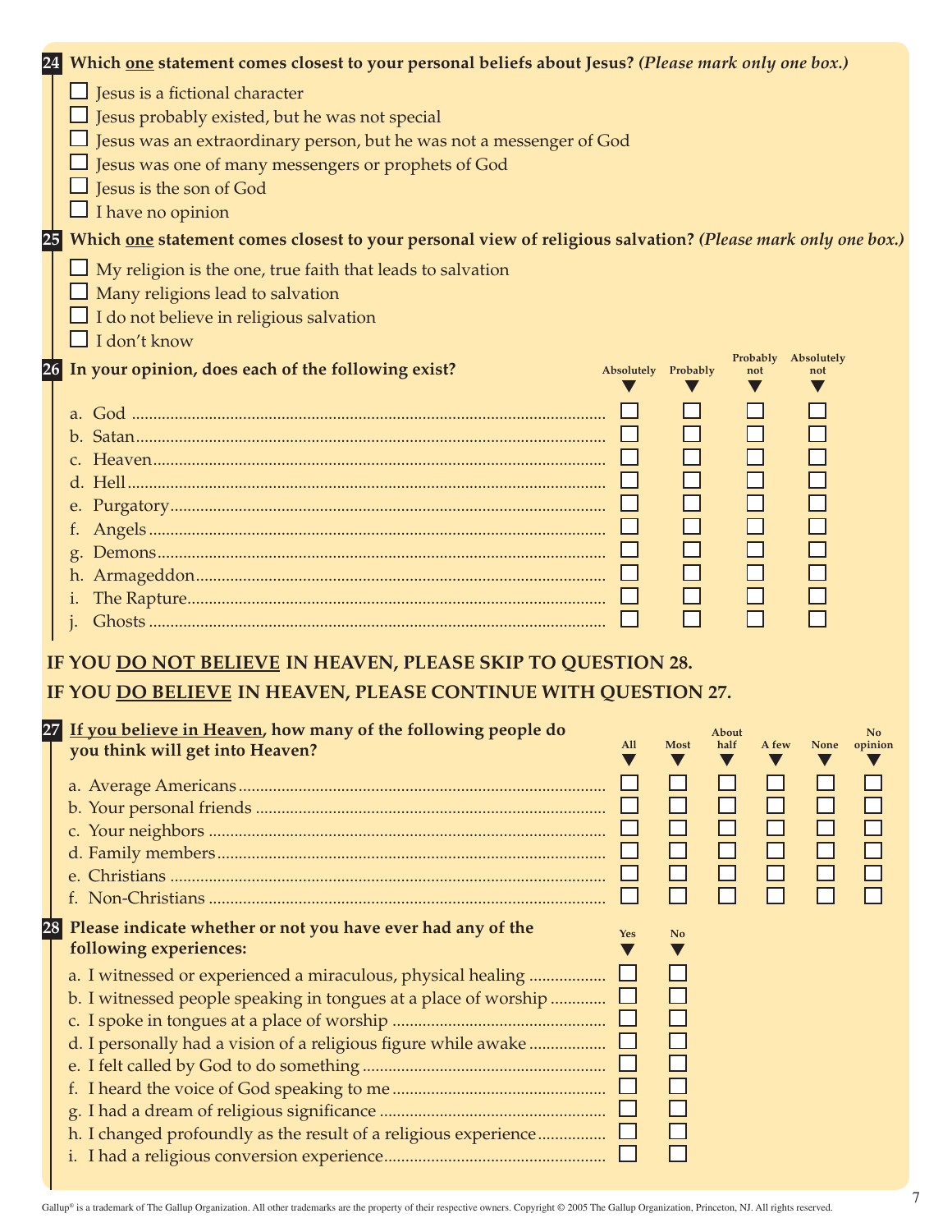**24** **Which one statement comes closest to your personal beliefs about Jesus?** ***(Please mark only one box.)***

- ☐ Jesus is a fictional character
- ☐ Jesus probably existed, but he was not special
- ☐ Jesus was an extraordinary person, but he was not a messenger of God
- ☐ Jesus was one of many messengers or prophets of God
- ☐ Jesus is the son of God
- ☐ I have no opinion

**25** **Which one statement comes closest to your personal view of religious salvation?** ***(Please mark only one box.)***

- ☐ My religion is the one, true faith that leads to salvation
- ☐ Many religions lead to salvation
- ☐ I do not believe in religious salvation
- ☐ I don't know

**26** **In your opinion, does each of the following exist?**

| | Absolutely | Probably | Probably not | Absolutely not |
|---|---|---|---|---|
| a. God | ☐ | ☐ | ☐ | ☐ |
| b. Satan | ☐ | ☐ | ☐ | ☐ |
| c. Heaven | ☐ | ☐ | ☐ | ☐ |
| d. Hell | ☐ | ☐ | ☐ | ☐ |
| e. Purgatory | ☐ | ☐ | ☐ | ☐ |
| f. Angels | ☐ | ☐ | ☐ | ☐ |
| g. Demons | ☐ | ☐ | ☐ | ☐ |
| h. Armageddon | ☐ | ☐ | ☐ | ☐ |
| i. The Rapture | ☐ | ☐ | ☐ | ☐ |
| j. Ghosts | ☐ | ☐ | ☐ | ☐ |

**IF YOU DO NOT BELIEVE IN HEAVEN, PLEASE SKIP TO QUESTION 28.**

**IF YOU DO BELIEVE IN HEAVEN, PLEASE CONTINUE WITH QUESTION 27.**

**27** **If you believe in Heaven, how many of the following people do you think will get into Heaven?**

| | All | Most | About half | A few | None | No opinion |
|---|---|---|---|---|---|---|
| a. Average Americans | ☐ | ☐ | ☐ | ☐ | ☐ | ☐ |
| b. Your personal friends | ☐ | ☐ | ☐ | ☐ | ☐ | ☐ |
| c. Your neighbors | ☐ | ☐ | ☐ | ☐ | ☐ | ☐ |
| d. Family members | ☐ | ☐ | ☐ | ☐ | ☐ | ☐ |
| e. Christians | ☐ | ☐ | ☐ | ☐ | ☐ | ☐ |
| f. Non-Christians | ☐ | ☐ | ☐ | ☐ | ☐ | ☐ |

**28** **Please indicate whether or not you have ever had any of the following experiences:**

| | Yes | No |
|---|---|---|
| a. I witnessed or experienced a miraculous, physical healing | ☐ | ☐ |
| b. I witnessed people speaking in tongues at a place of worship | ☐ | ☐ |
| c. I spoke in tongues at a place of worship | ☐ | ☐ |
| d. I personally had a vision of a religious figure while awake | ☐ | ☐ |
| e. I felt called by God to do something | ☐ | ☐ |
| f. I heard the voice of God speaking to me | ☐ | ☐ |
| g. I had a dream of religious significance | ☐ | ☐ |
| h. I changed profoundly as the result of a religious experience | ☐ | ☐ |
| i. I had a religious conversion experience | ☐ | ☐ |

Gallup® is a trademark of The Gallup Organization. All other trademarks are the property of their respective owners. Copyright © 2005 The Gallup Organization, Princeton, NJ. All rights reserved.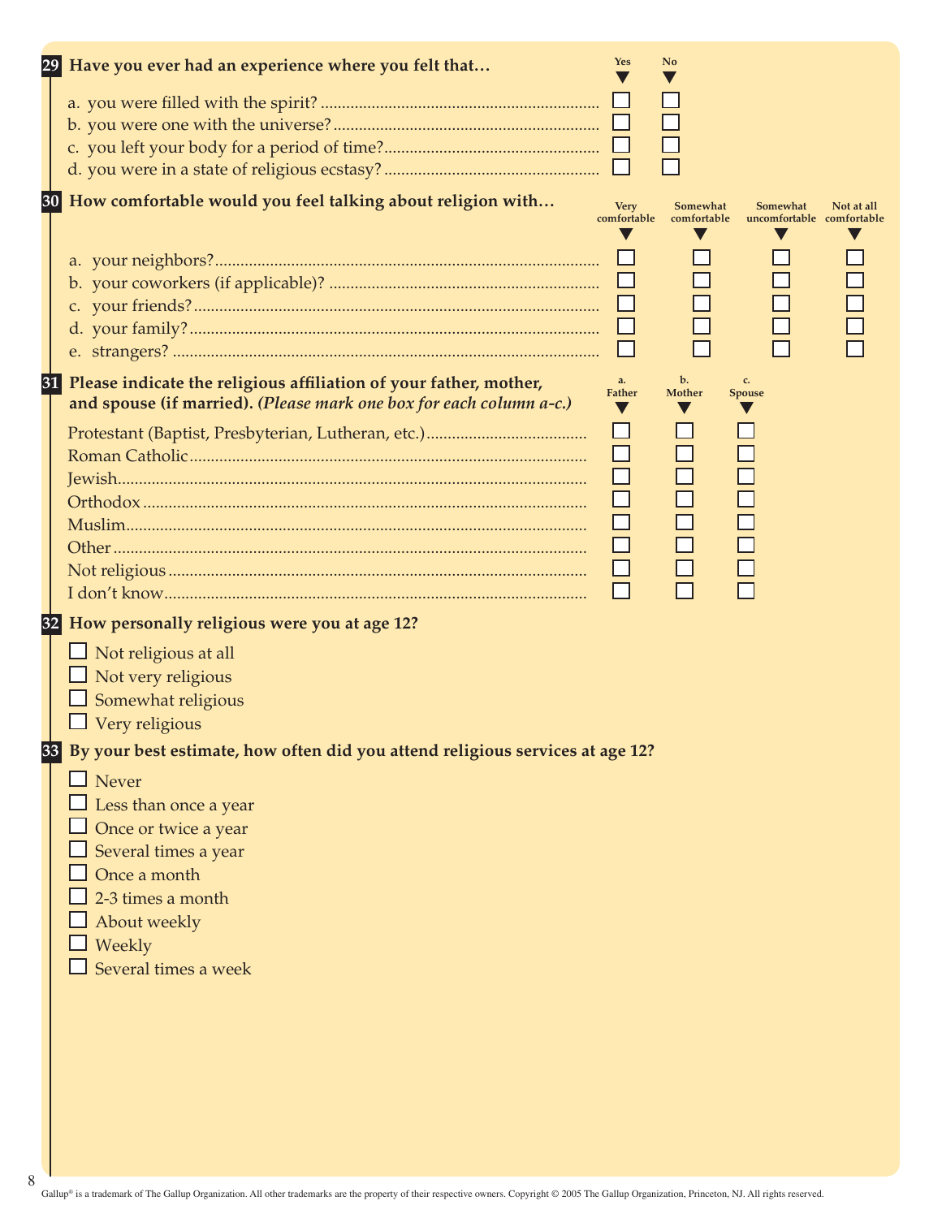**29 Have you ever had an experience where you felt that…**

| | Yes | No |
|---|---|---|
| a. you were filled with the spirit? | ☐ | ☐ |
| b. you were one with the universe? | ☐ | ☐ |
| c. you left your body for a period of time? | ☐ | ☐ |
| d. you were in a state of religious ecstasy? | ☐ | ☐ |

**30 How comfortable would you feel talking about religion with…**

| | Very comfortable | Somewhat comfortable | Somewhat uncomfortable | Not at all comfortable |
|---|---|---|---|---|
| a. your neighbors? | ☐ | ☐ | ☐ | ☐ |
| b. your coworkers (if applicable)? | ☐ | ☐ | ☐ | ☐ |
| c. your friends? | ☐ | ☐ | ☐ | ☐ |
| d. your family? | ☐ | ☐ | ☐ | ☐ |
| e. strangers? | ☐ | ☐ | ☐ | ☐ |

**31 Please indicate the religious affiliation of your father, mother, and spouse (if married).** ***(Please mark one box for each column a-c.)***

| | a. Father | b. Mother | c. Spouse |
|---|---|---|---|
| Protestant (Baptist, Presbyterian, Lutheran, etc.) | ☐ | ☐ | ☐ |
| Roman Catholic | ☐ | ☐ | ☐ |
| Jewish | ☐ | ☐ | ☐ |
| Orthodox | ☐ | ☐ | ☐ |
| Muslim | ☐ | ☐ | ☐ |
| Other | ☐ | ☐ | ☐ |
| Not religious | ☐ | ☐ | ☐ |
| I don't know | ☐ | ☐ | ☐ |

**32 How personally religious were you at age 12?**

- ☐ Not religious at all
- ☐ Not very religious
- ☐ Somewhat religious
- ☐ Very religious

**33 By your best estimate, how often did you attend religious services at age 12?**

- ☐ Never
- ☐ Less than once a year
- ☐ Once or twice a year
- ☐ Several times a year
- ☐ Once a month
- ☐ 2-3 times a month
- ☐ About weekly
- ☐ Weekly
- ☐ Several times a week

Gallup® is a trademark of The Gallup Organization. All other trademarks are the property of their respective owners. Copyright © 2005 The Gallup Organization, Princeton, NJ. All rights reserved.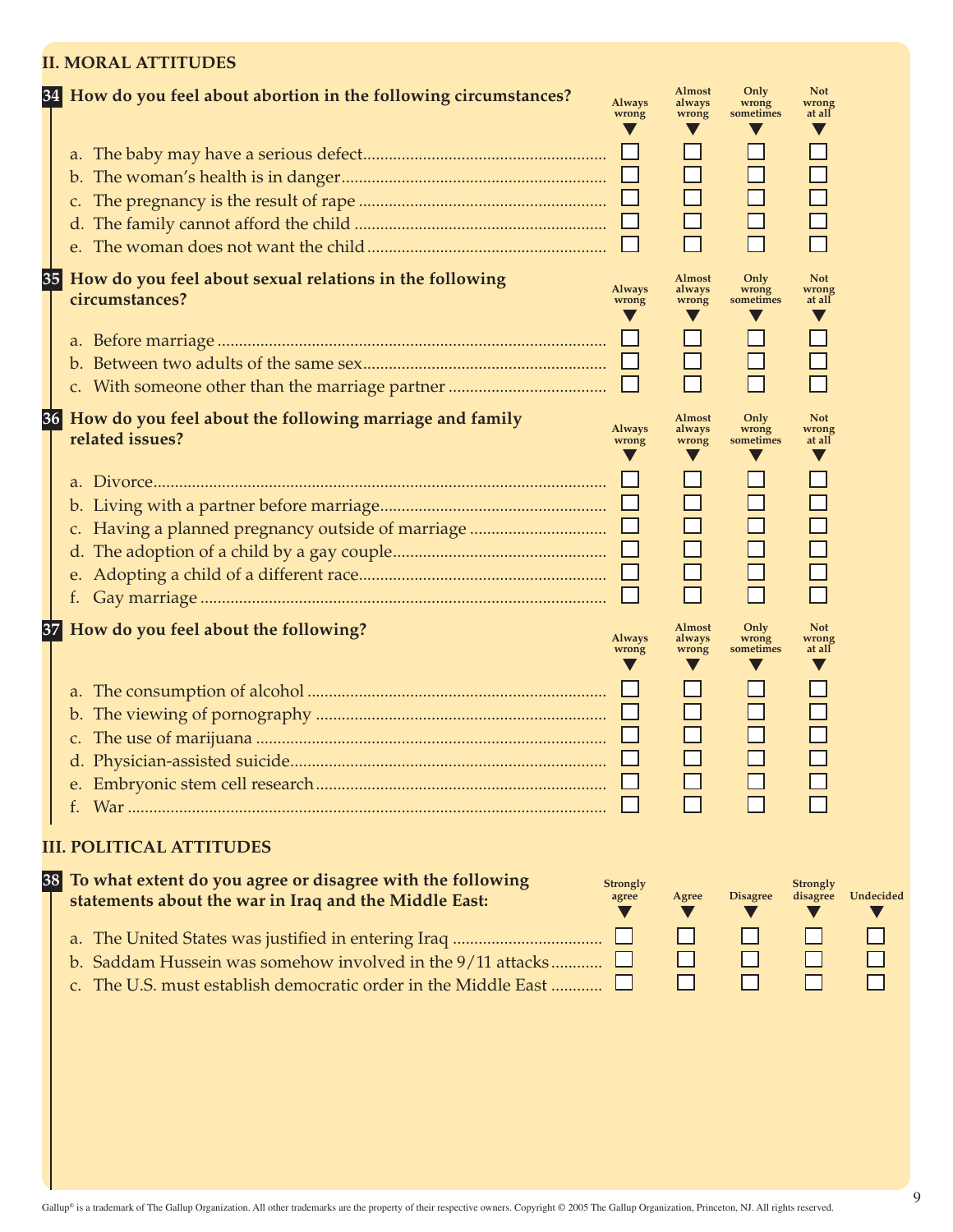## II. MORAL ATTITUDES

**34 How do you feel about abortion in the following circumstances?**

| | Always wrong | Almost always wrong | Only wrong sometimes | Not wrong at all |
|---|---|---|---|---|
| a. The baby may have a serious defect | ☐ | ☐ | ☐ | ☐ |
| b. The woman's health is in danger | ☐ | ☐ | ☐ | ☐ |
| c. The pregnancy is the result of rape | ☐ | ☐ | ☐ | ☐ |
| d. The family cannot afford the child | ☐ | ☐ | ☐ | ☐ |
| e. The woman does not want the child | ☐ | ☐ | ☐ | ☐ |

**35 How do you feel about sexual relations in the following circumstances?**

| | Always wrong | Almost always wrong | Only wrong sometimes | Not wrong at all |
|---|---|---|---|---|
| a. Before marriage | ☐ | ☐ | ☐ | ☐ |
| b. Between two adults of the same sex | ☐ | ☐ | ☐ | ☐ |
| c. With someone other than the marriage partner | ☐ | ☐ | ☐ | ☐ |

**36 How do you feel about the following marriage and family related issues?**

| | Always wrong | Almost always wrong | Only wrong sometimes | Not wrong at all |
|---|---|---|---|---|
| a. Divorce | ☐ | ☐ | ☐ | ☐ |
| b. Living with a partner before marriage | ☐ | ☐ | ☐ | ☐ |
| c. Having a planned pregnancy outside of marriage | ☐ | ☐ | ☐ | ☐ |
| d. The adoption of a child by a gay couple | ☐ | ☐ | ☐ | ☐ |
| e. Adopting a child of a different race | ☐ | ☐ | ☐ | ☐ |
| f. Gay marriage | ☐ | ☐ | ☐ | ☐ |

**37 How do you feel about the following?**

| | Always wrong | Almost always wrong | Only wrong sometimes | Not wrong at all |
|---|---|---|---|---|
| a. The consumption of alcohol | ☐ | ☐ | ☐ | ☐ |
| b. The viewing of pornography | ☐ | ☐ | ☐ | ☐ |
| c. The use of marijuana | ☐ | ☐ | ☐ | ☐ |
| d. Physician-assisted suicide | ☐ | ☐ | ☐ | ☐ |
| e. Embryonic stem cell research | ☐ | ☐ | ☐ | ☐ |
| f. War | ☐ | ☐ | ☐ | ☐ |

## III. POLITICAL ATTITUDES

**38 To what extent do you agree or disagree with the following statements about the war in Iraq and the Middle East:**

| | Strongly agree | Agree | Disagree | Strongly disagree | Undecided |
|---|---|---|---|---|---|
| a. The United States was justified in entering Iraq | ☐ | ☐ | ☐ | ☐ | ☐ |
| b. Saddam Hussein was somehow involved in the 9/11 attacks | ☐ | ☐ | ☐ | ☐ | ☐ |
| c. The U.S. must establish democratic order in the Middle East | ☐ | ☐ | ☐ | ☐ | ☐ |

Gallup® is a trademark of The Gallup Organization. All other trademarks are the property of their respective owners. Copyright © 2005 The Gallup Organization, Princeton, NJ. All rights reserved.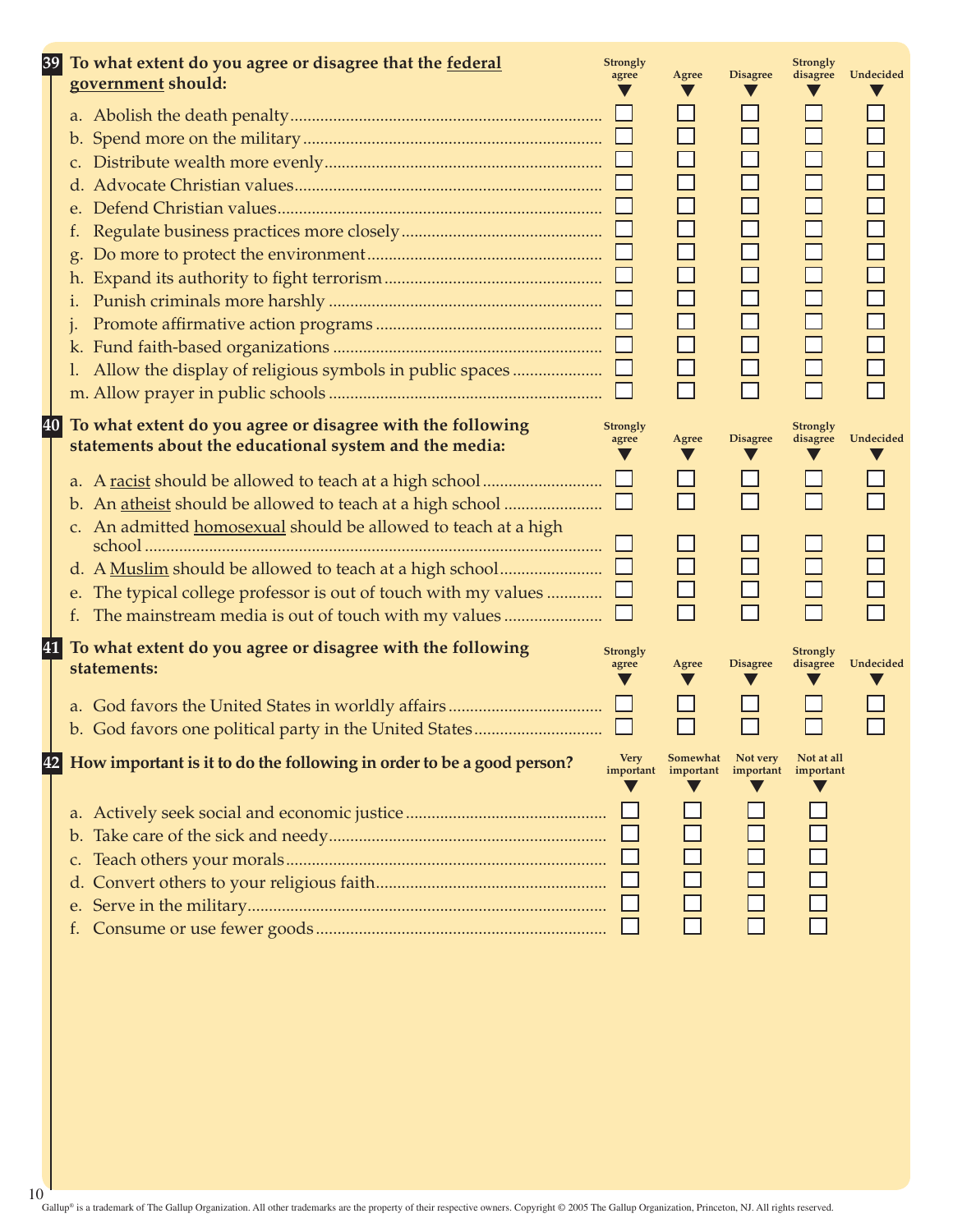**39 To what extent do you agree or disagree that the <u>federal government</u> should:**

| | Strongly agree | Agree | Disagree | Strongly disagree | Undecided |
|---|---|---|---|---|---|
| a. Abolish the death penalty | ☐ | ☐ | ☐ | ☐ | ☐ |
| b. Spend more on the military | ☐ | ☐ | ☐ | ☐ | ☐ |
| c. Distribute wealth more evenly | ☐ | ☐ | ☐ | ☐ | ☐ |
| d. Advocate Christian values | ☐ | ☐ | ☐ | ☐ | ☐ |
| e. Defend Christian values | ☐ | ☐ | ☐ | ☐ | ☐ |
| f. Regulate business practices more closely | ☐ | ☐ | ☐ | ☐ | ☐ |
| g. Do more to protect the environment | ☐ | ☐ | ☐ | ☐ | ☐ |
| h. Expand its authority to fight terrorism | ☐ | ☐ | ☐ | ☐ | ☐ |
| i. Punish criminals more harshly | ☐ | ☐ | ☐ | ☐ | ☐ |
| j. Promote affirmative action programs | ☐ | ☐ | ☐ | ☐ | ☐ |
| k. Fund faith-based organizations | ☐ | ☐ | ☐ | ☐ | ☐ |
| l. Allow the display of religious symbols in public spaces | ☐ | ☐ | ☐ | ☐ | ☐ |
| m. Allow prayer in public schools | ☐ | ☐ | ☐ | ☐ | ☐ |

**40 To what extent do you agree or disagree with the following statements about the educational system and the media:**

| | Strongly agree | Agree | Disagree | Strongly disagree | Undecided |
|---|---|---|---|---|---|
| a. A <u>racist</u> should be allowed to teach at a high school | ☐ | ☐ | ☐ | ☐ | ☐ |
| b. An <u>atheist</u> should be allowed to teach at a high school | ☐ | ☐ | ☐ | ☐ | ☐ |
| c. An admitted <u>homosexual</u> should be allowed to teach at a high school | ☐ | ☐ | ☐ | ☐ | ☐ |
| d. A <u>Muslim</u> should be allowed to teach at a high school | ☐ | ☐ | ☐ | ☐ | ☐ |
| e. The typical college professor is out of touch with my values | ☐ | ☐ | ☐ | ☐ | ☐ |
| f. The mainstream media is out of touch with my values | ☐ | ☐ | ☐ | ☐ | ☐ |

**41 To what extent do you agree or disagree with the following statements:**

| | Strongly agree | Agree | Disagree | Strongly disagree | Undecided |
|---|---|---|---|---|---|
| a. God favors the United States in worldly affairs | ☐ | ☐ | ☐ | ☐ | ☐ |
| b. God favors one political party in the United States | ☐ | ☐ | ☐ | ☐ | ☐ |

**42 How important is it to do the following in order to be a good person?**

| | Very important | Somewhat important | Not very important | Not at all important |
|---|---|---|---|---|
| a. Actively seek social and economic justice | ☐ | ☐ | ☐ | ☐ |
| b. Take care of the sick and needy | ☐ | ☐ | ☐ | ☐ |
| c. Teach others your morals | ☐ | ☐ | ☐ | ☐ |
| d. Convert others to your religious faith | ☐ | ☐ | ☐ | ☐ |
| e. Serve in the military | ☐ | ☐ | ☐ | ☐ |
| f. Consume or use fewer goods | ☐ | ☐ | ☐ | ☐ |

Gallup® is a trademark of The Gallup Organization. All other trademarks are the property of their respective owners. Copyright © 2005 The Gallup Organization, Princeton, NJ. All rights reserved.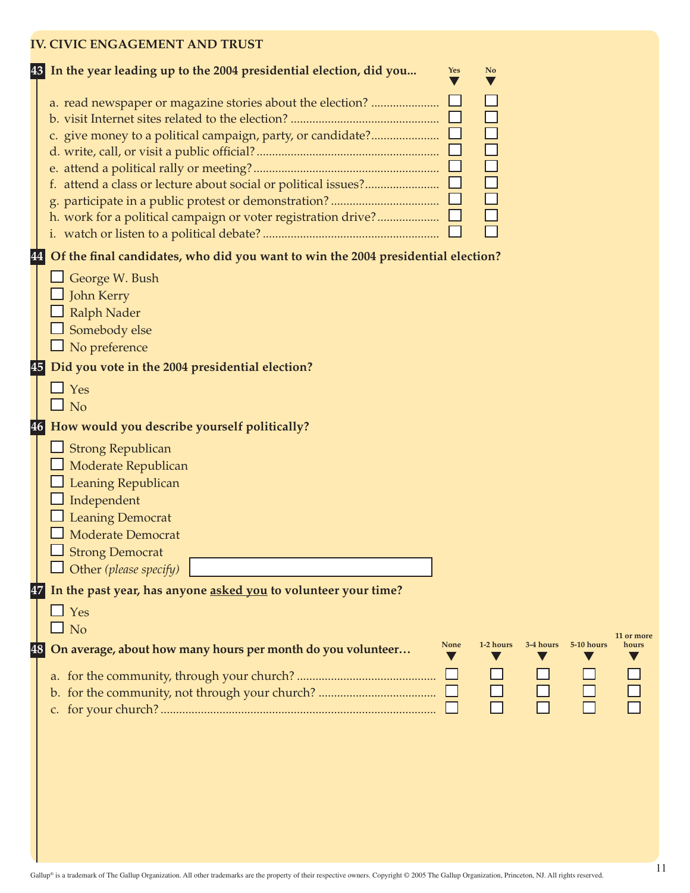## IV. CIVIC ENGAGEMENT AND TRUST

**43 In the year leading up to the 2004 presidential election, did you...**

| | Yes | No |
|---|---|---|
| a. read newspaper or magazine stories about the election? | ☐ | ☐ |
| b. visit Internet sites related to the election? | ☐ | ☐ |
| c. give money to a political campaign, party, or candidate? | ☐ | ☐ |
| d. write, call, or visit a public official? | ☐ | ☐ |
| e. attend a political rally or meeting? | ☐ | ☐ |
| f. attend a class or lecture about social or political issues? | ☐ | ☐ |
| g. participate in a public protest or demonstration? | ☐ | ☐ |
| h. work for a political campaign or voter registration drive? | ☐ | ☐ |
| i. watch or listen to a political debate? | ☐ | ☐ |

**44 Of the final candidates, who did you want to win the 2004 presidential election?**

- ☐ George W. Bush
- ☐ John Kerry
- ☐ Ralph Nader
- ☐ Somebody else
- ☐ No preference

**45 Did you vote in the 2004 presidential election?**

- ☐ Yes
- ☐ No

**46 How would you describe yourself politically?**

- ☐ Strong Republican
- ☐ Moderate Republican
- ☐ Leaning Republican
- ☐ Independent
- ☐ Leaning Democrat
- ☐ Moderate Democrat
- ☐ Strong Democrat
- ☐ Other *(please specify)* ____________________

**47 In the past year, has anyone <u>asked you</u> to volunteer your time?**

- ☐ Yes
- ☐ No

**48 On average, about how many hours per month do you volunteer…**

| | None | 1-2 hours | 3-4 hours | 5-10 hours | 11 or more hours |
|---|---|---|---|---|---|
| a. for the community, through your church? | ☐ | ☐ | ☐ | ☐ | ☐ |
| b. for the community, not through your church? | ☐ | ☐ | ☐ | ☐ | ☐ |
| c. for your church? | ☐ | ☐ | ☐ | ☐ | ☐ |

Gallup® is a trademark of The Gallup Organization. All other trademarks are the property of their respective owners. Copyright © 2005 The Gallup Organization, Princeton, NJ. All rights reserved.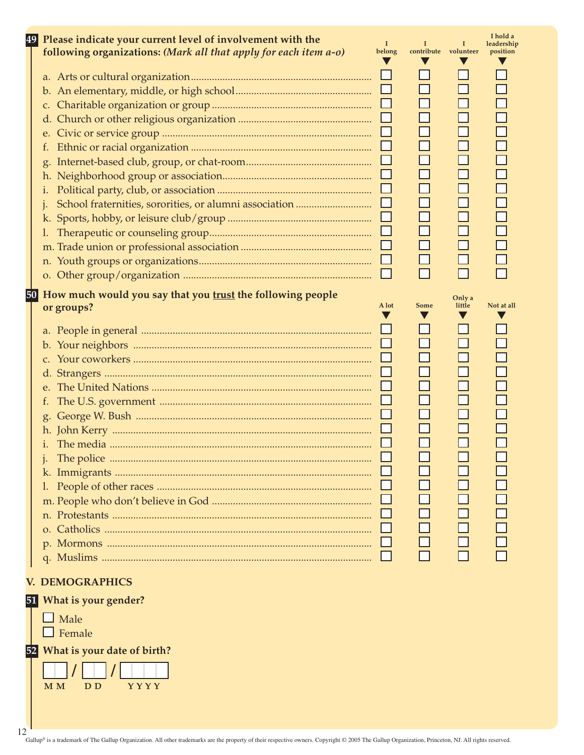**49 Please indicate your current level of involvement with the following organizations:** ***(Mark all that apply for each item a-o)***

| | I belong | I contribute | I volunteer | I hold a leadership position |
|---|---|---|---|---|
| a. Arts or cultural organization | ☐ | ☐ | ☐ | ☐ |
| b. An elementary, middle, or high school | ☐ | ☐ | ☐ | ☐ |
| c. Charitable organization or group | ☐ | ☐ | ☐ | ☐ |
| d. Church or other religious organization | ☐ | ☐ | ☐ | ☐ |
| e. Civic or service group | ☐ | ☐ | ☐ | ☐ |
| f. Ethnic or racial organization | ☐ | ☐ | ☐ | ☐ |
| g. Internet-based club, group, or chat-room | ☐ | ☐ | ☐ | ☐ |
| h. Neighborhood group or association | ☐ | ☐ | ☐ | ☐ |
| i. Political party, club, or association | ☐ | ☐ | ☐ | ☐ |
| j. School fraternities, sororities, or alumni association | ☐ | ☐ | ☐ | ☐ |
| k. Sports, hobby, or leisure club/group | ☐ | ☐ | ☐ | ☐ |
| l. Therapeutic or counseling group | ☐ | ☐ | ☐ | ☐ |
| m. Trade union or professional association | ☐ | ☐ | ☐ | ☐ |
| n. Youth groups or organizations | ☐ | ☐ | ☐ | ☐ |
| o. Other group/organization | ☐ | ☐ | ☐ | ☐ |

**50 How much would you say that you trust the following people or groups?**

| | A lot | Some | Only a little | Not at all |
|---|---|---|---|---|
| a. People in general | ☐ | ☐ | ☐ | ☐ |
| b. Your neighbors | ☐ | ☐ | ☐ | ☐ |
| c. Your coworkers | ☐ | ☐ | ☐ | ☐ |
| d. Strangers | ☐ | ☐ | ☐ | ☐ |
| e. The United Nations | ☐ | ☐ | ☐ | ☐ |
| f. The U.S. government | ☐ | ☐ | ☐ | ☐ |
| g. George W. Bush | ☐ | ☐ | ☐ | ☐ |
| h. John Kerry | ☐ | ☐ | ☐ | ☐ |
| i. The media | ☐ | ☐ | ☐ | ☐ |
| j. The police | ☐ | ☐ | ☐ | ☐ |
| k. Immigrants | ☐ | ☐ | ☐ | ☐ |
| l. People of other races | ☐ | ☐ | ☐ | ☐ |
| m. People who don't believe in God | ☐ | ☐ | ☐ | ☐ |
| n. Protestants | ☐ | ☐ | ☐ | ☐ |
| o. Catholics | ☐ | ☐ | ☐ | ☐ |
| p. Mormons | ☐ | ☐ | ☐ | ☐ |
| q. Muslims | ☐ | ☐ | ☐ | ☐ |

## V. DEMOGRAPHICS

**51 What is your gender?**

☐ Male
☐ Female

**52 What is your date of birth?**

__ __ / __ __ / __ __ __ __
MM DD YYYY

Gallup® is a trademark of The Gallup Organization. All other trademarks are the property of their respective owners. Copyright © 2005 The Gallup Organization, Princeton, NJ. All rights reserved.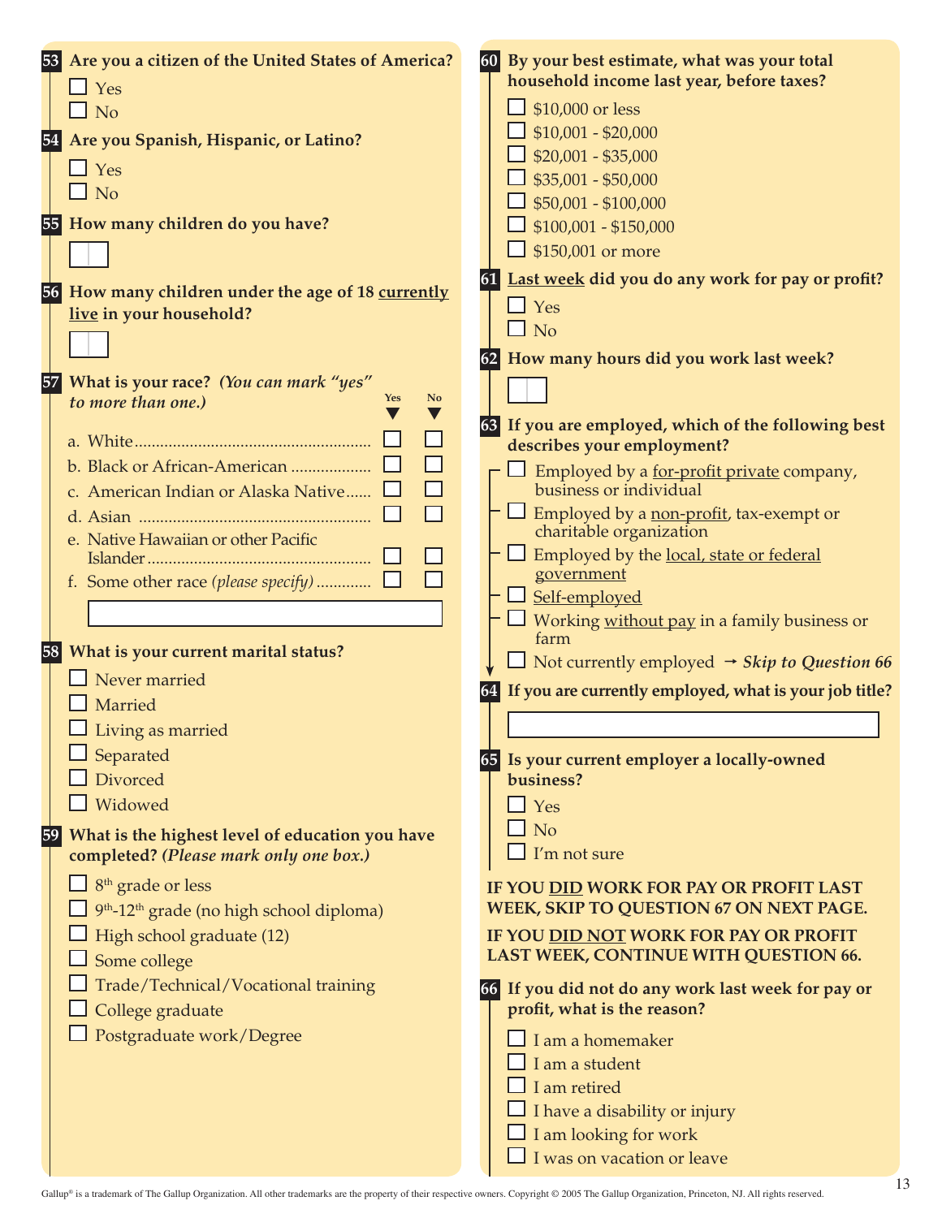**53** **Are you a citizen of the United States of America?**

- ☐ Yes
- ☐ No

**54** **Are you Spanish, Hispanic, or Latino?**

- ☐ Yes
- ☐ No

**55** **How many children do you have?**

☐☐

**56** **How many children under the age of 18 <u>currently live</u> in your household?**

☐☐

**57** **What is your race?** ***(You can mark "yes" to more than one.)***

| | Yes | No |
|---|---|---|
| a. White | ☐ | ☐ |
| b. Black or African-American | ☐ | ☐ |
| c. American Indian or Alaska Native | ☐ | ☐ |
| d. Asian | ☐ | ☐ |
| e. Native Hawaiian or other Pacific Islander | ☐ | ☐ |
| f. Some other race *(please specify)* | ☐ | ☐ |

\_\_\_\_\_\_\_\_\_\_\_\_\_\_\_\_\_\_\_\_

**58** **What is your current marital status?**

- ☐ Never married
- ☐ Married
- ☐ Living as married
- ☐ Separated
- ☐ Divorced
- ☐ Widowed

**59** **What is the highest level of education you have completed?** ***(Please mark only one box.)***

- ☐ 8th grade or less
- ☐ 9th-12th grade (no high school diploma)
- ☐ High school graduate (12)
- ☐ Some college
- ☐ Trade/Technical/Vocational training
- ☐ College graduate
- ☐ Postgraduate work/Degree

**60** **By your best estimate, what was your total household income last year, before taxes?**

- ☐ $10,000 or less
- ☐ $10,001 - $20,000
- ☐ $20,001 - $35,000
- ☐ $35,001 - $50,000
- ☐ $50,001 - $100,000
- ☐ $100,001 - $150,000
- ☐ $150,001 or more

**61** **<u>Last week</u> did you do any work for pay or profit?**

- ☐ Yes
- ☐ No

**62** **How many hours did you work last week?**

☐☐

**63** **If you are employed, which of the following best describes your employment?**

- ☐ Employed by a <u>for-profit private</u> company, business or individual
- ☐ Employed by a <u>non-profit</u>, tax-exempt or charitable organization
- ☐ Employed by the <u>local, state or federal government</u>
- ☐ <u>Self-employed</u>
- ☐ Working <u>without pay</u> in a family business or farm
- ☐ Not currently employed → ***Skip to Question 66***

**64** **If you are currently employed, what is your job title?**

\_\_\_\_\_\_\_\_\_\_\_\_\_\_\_\_\_\_\_\_

**65** **Is your current employer a locally-owned business?**

- ☐ Yes
- ☐ No
- ☐ I'm not sure

**IF YOU <u>DID</u> WORK FOR PAY OR PROFIT LAST WEEK, SKIP TO QUESTION 67 ON NEXT PAGE.**

**IF YOU <u>DID NOT</u> WORK FOR PAY OR PROFIT LAST WEEK, CONTINUE WITH QUESTION 66.**

**66** **If you did not do any work last week for pay or profit, what is the reason?**

- ☐ I am a homemaker
- ☐ I am a student
- ☐ I am retired
- ☐ I have a disability or injury
- ☐ I am looking for work
- ☐ I was on vacation or leave

Gallup® is a trademark of The Gallup Organization. All other trademarks are the property of their respective owners. Copyright © 2005 The Gallup Organization, Princeton, NJ. All rights reserved.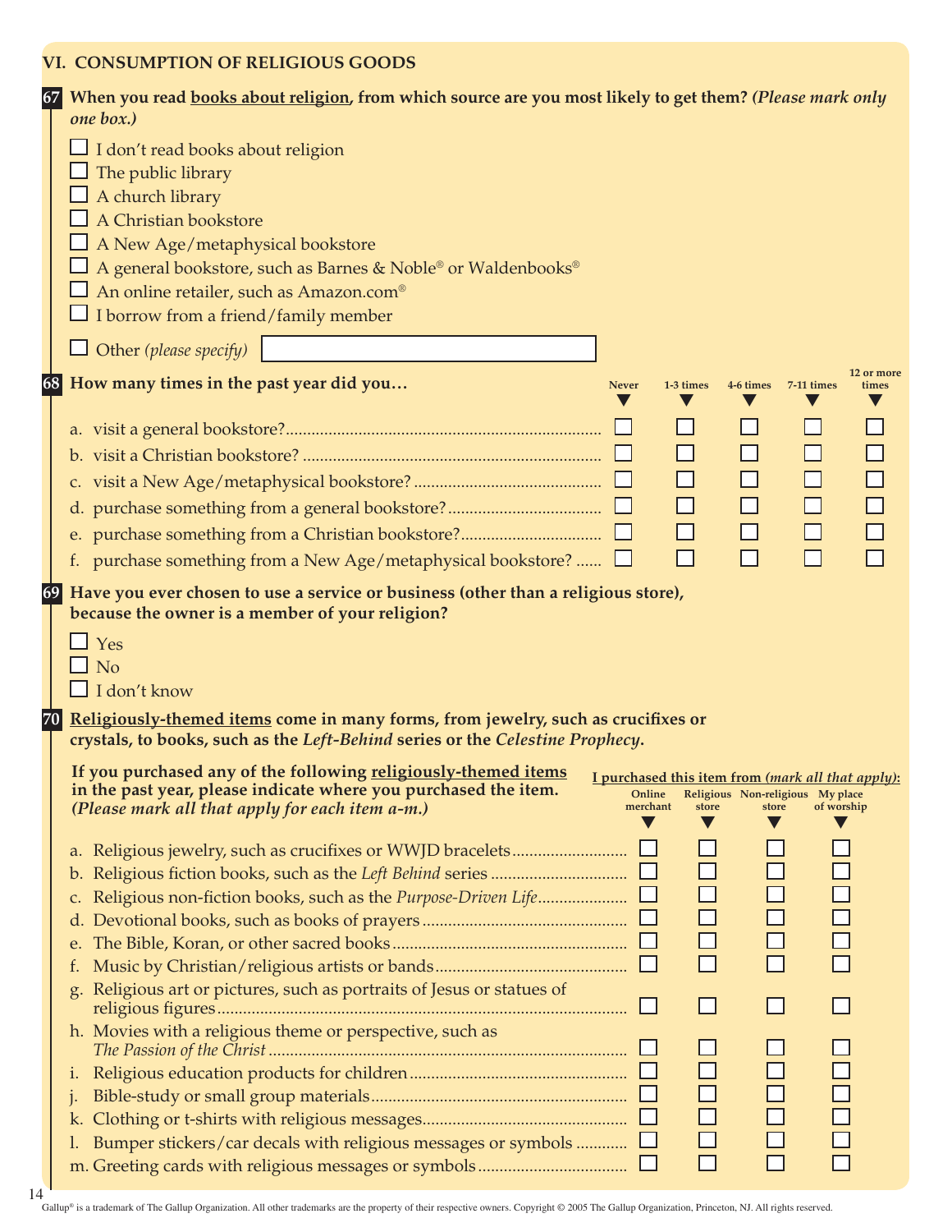## VI. CONSUMPTION OF RELIGIOUS GOODS

**67 When you read <u>books about religion</u>, from which source are you most likely to get them? *(Please mark only one box.)***

- ☐ I don't read books about religion
- ☐ The public library
- ☐ A church library
- ☐ A Christian bookstore
- ☐ A New Age/metaphysical bookstore
- ☐ A general bookstore, such as Barnes & Noble® or Waldenbooks®
- ☐ An online retailer, such as Amazon.com®
- ☐ I borrow from a friend/family member
- ☐ Other *(please specify)* ______________________

**68 How many times in the past year did you…**

| | Never | 1-3 times | 4-6 times | 7-11 times | 12 or more times |
|---|---|---|---|---|---|
| a. visit a general bookstore? | ☐ | ☐ | ☐ | ☐ | ☐ |
| b. visit a Christian bookstore? | ☐ | ☐ | ☐ | ☐ | ☐ |
| c. visit a New Age/metaphysical bookstore? | ☐ | ☐ | ☐ | ☐ | ☐ |
| d. purchase something from a general bookstore? | ☐ | ☐ | ☐ | ☐ | ☐ |
| e. purchase something from a Christian bookstore? | ☐ | ☐ | ☐ | ☐ | ☐ |
| f. purchase something from a New Age/metaphysical bookstore? | ☐ | ☐ | ☐ | ☐ | ☐ |

**69 Have you ever chosen to use a service or business (other than a religious store), because the owner is a member of your religion?**

- ☐ Yes
- ☐ No
- ☐ I don't know

**70 <u>Religiously-themed items</u> come in many forms, from jewelry, such as crucifixes or crystals, to books, such as the *Left-Behind* series or the *Celestine Prophecy*.**

**If you purchased any of the following <u>religiously-themed items</u> in the past year, please indicate where you purchased the item. *(Please mark all that apply for each item a-m.)***

| | I purchased this item from *(mark all that apply)*: | | | |
|---|---|---|---|---|
| | Online merchant | Religious store | Non-religious store | My place of worship |
| a. Religious jewelry, such as crucifixes or WWJD bracelets | ☐ | ☐ | ☐ | ☐ |
| b. Religious fiction books, such as the *Left Behind* series | ☐ | ☐ | ☐ | ☐ |
| c. Religious non-fiction books, such as the *Purpose-Driven Life* | ☐ | ☐ | ☐ | ☐ |
| d. Devotional books, such as books of prayers | ☐ | ☐ | ☐ | ☐ |
| e. The Bible, Koran, or other sacred books | ☐ | ☐ | ☐ | ☐ |
| f. Music by Christian/religious artists or bands | ☐ | ☐ | ☐ | ☐ |
| g. Religious art or pictures, such as portraits of Jesus or statues of religious figures | ☐ | ☐ | ☐ | ☐ |
| h. Movies with a religious theme or perspective, such as *The Passion of the Christ* | ☐ | ☐ | ☐ | ☐ |
| i. Religious education products for children | ☐ | ☐ | ☐ | ☐ |
| j. Bible-study or small group materials | ☐ | ☐ | ☐ | ☐ |
| k. Clothing or t-shirts with religious messages | ☐ | ☐ | ☐ | ☐ |
| l. Bumper stickers/car decals with religious messages or symbols | ☐ | ☐ | ☐ | ☐ |
| m. Greeting cards with religious messages or symbols | ☐ | ☐ | ☐ | ☐ |

Gallup® is a trademark of The Gallup Organization. All other trademarks are the property of their respective owners. Copyright © 2005 The Gallup Organization, Princeton, NJ. All rights reserved.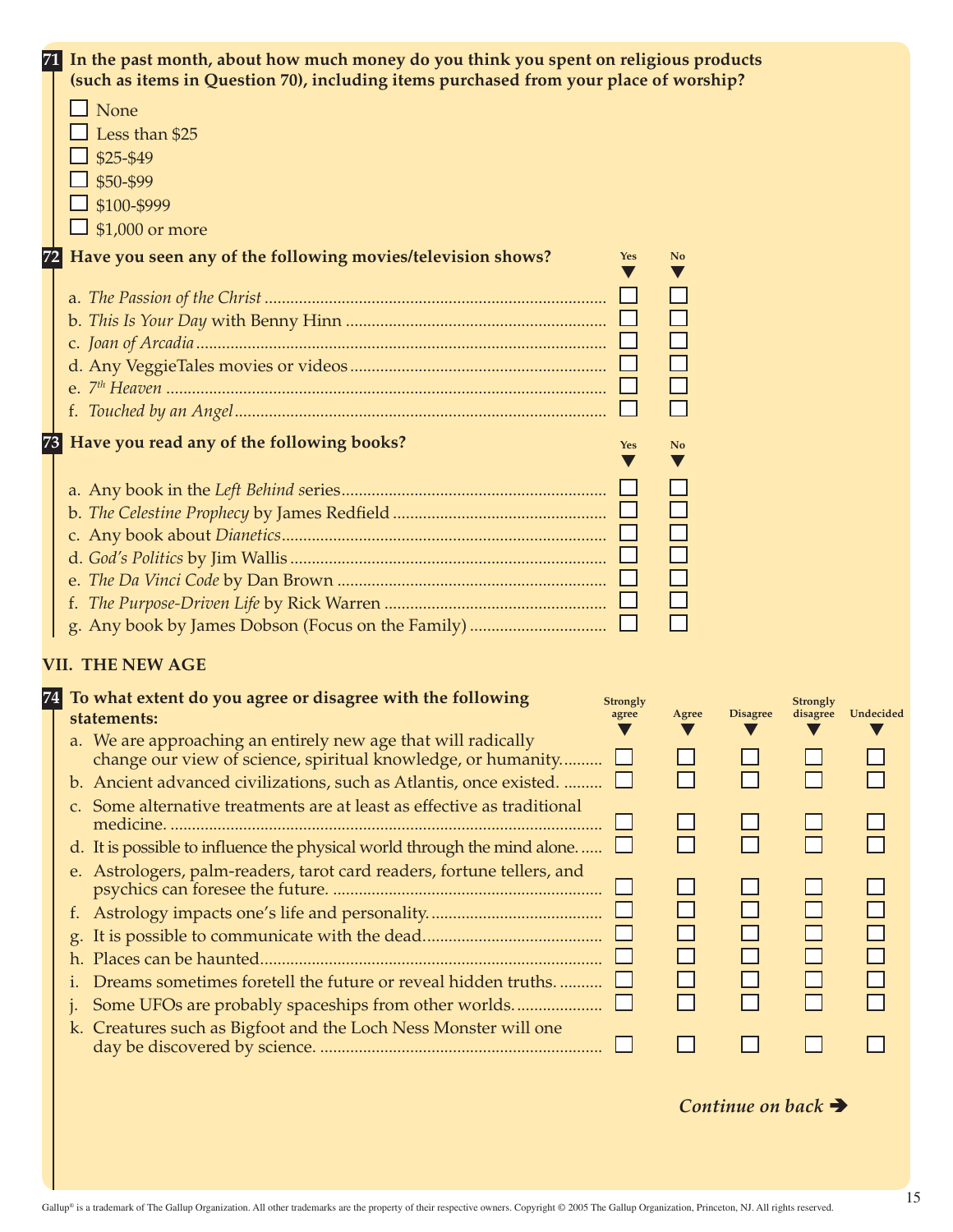**71** **In the past month, about how much money do you think you spent on religious products (such as items in Question 70), including items purchased from your place of worship?**

- ☐ None
- ☐ Less than $25
- ☐ $25-$49
- ☐ $50-$99
- ☐ $100-$999
- ☐ $1,000 or more

**72** **Have you seen any of the following movies/television shows?**

| | Yes | No |
|---|---|---|
| a. *The Passion of the Christ* | ☐ | ☐ |
| b. *This Is Your Day* with Benny Hinn | ☐ | ☐ |
| c. *Joan of Arcadia* | ☐ | ☐ |
| d. Any VeggieTales movies or videos | ☐ | ☐ |
| e. *7th Heaven* | ☐ | ☐ |
| f. *Touched by an Angel* | ☐ | ☐ |

**73** **Have you read any of the following books?**

| | Yes | No |
|---|---|---|
| a. Any book in the *Left Behind* series | ☐ | ☐ |
| b. *The Celestine Prophecy* by James Redfield | ☐ | ☐ |
| c. Any book about *Dianetics* | ☐ | ☐ |
| d. *God's Politics* by Jim Wallis | ☐ | ☐ |
| e. *The Da Vinci Code* by Dan Brown | ☐ | ☐ |
| f. *The Purpose-Driven Life* by Rick Warren | ☐ | ☐ |
| g. Any book by James Dobson (Focus on the Family) | ☐ | ☐ |

## VII. THE NEW AGE

**74** **To what extent do you agree or disagree with the following statements:**

| | Strongly agree | Agree | Disagree | Strongly disagree | Undecided |
|---|---|---|---|---|---|
| a. We are approaching an entirely new age that will radically change our view of science, spiritual knowledge, or humanity. | ☐ | ☐ | ☐ | ☐ | ☐ |
| b. Ancient advanced civilizations, such as Atlantis, once existed. | ☐ | ☐ | ☐ | ☐ | ☐ |
| c. Some alternative treatments are at least as effective as traditional medicine. | ☐ | ☐ | ☐ | ☐ | ☐ |
| d. It is possible to influence the physical world through the mind alone. | ☐ | ☐ | ☐ | ☐ | ☐ |
| e. Astrologers, palm-readers, tarot card readers, fortune tellers, and psychics can foresee the future. | ☐ | ☐ | ☐ | ☐ | ☐ |
| f. Astrology impacts one's life and personality. | ☐ | ☐ | ☐ | ☐ | ☐ |
| g. It is possible to communicate with the dead. | ☐ | ☐ | ☐ | ☐ | ☐ |
| h. Places can be haunted. | ☐ | ☐ | ☐ | ☐ | ☐ |
| i. Dreams sometimes foretell the future or reveal hidden truths. | ☐ | ☐ | ☐ | ☐ | ☐ |
| j. Some UFOs are probably spaceships from other worlds. | ☐ | ☐ | ☐ | ☐ | ☐ |
| k. Creatures such as Bigfoot and the Loch Ness Monster will one day be discovered by science. | ☐ | ☐ | ☐ | ☐ | ☐ |

*Continue on back ➔*

Gallup® is a trademark of The Gallup Organization. All other trademarks are the property of their respective owners. Copyright © 2005 The Gallup Organization, Princeton, NJ. All rights reserved.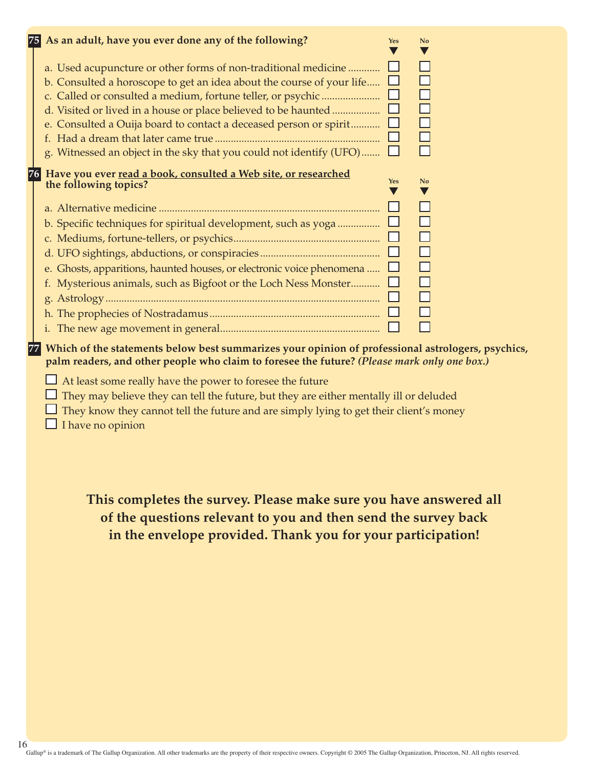**75** **As an adult, have you ever done any of the following?**

| | Yes | No |
|---|---|---|
| a. Used acupuncture or other forms of non-traditional medicine | ☐ | ☐ |
| b. Consulted a horoscope to get an idea about the course of your life | ☐ | ☐ |
| c. Called or consulted a medium, fortune teller, or psychic | ☐ | ☐ |
| d. Visited or lived in a house or place believed to be haunted | ☐ | ☐ |
| e. Consulted a Ouija board to contact a deceased person or spirit | ☐ | ☐ |
| f. Had a dream that later came true | ☐ | ☐ |
| g. Witnessed an object in the sky that you could not identify (UFO) | ☐ | ☐ |

**76** **Have you ever read a book, consulted a Web site, or researched the following topics?**

| | Yes | No |
|---|---|---|
| a. Alternative medicine | ☐ | ☐ |
| b. Specific techniques for spiritual development, such as yoga | ☐ | ☐ |
| c. Mediums, fortune-tellers, or psychics | ☐ | ☐ |
| d. UFO sightings, abductions, or conspiracies | ☐ | ☐ |
| e. Ghosts, apparitions, haunted houses, or electronic voice phenomena | ☐ | ☐ |
| f. Mysterious animals, such as Bigfoot or the Loch Ness Monster | ☐ | ☐ |
| g. Astrology | ☐ | ☐ |
| h. The prophecies of Nostradamus | ☐ | ☐ |
| i. The new age movement in general | ☐ | ☐ |

**77** **Which of the statements below best summarizes your opinion of professional astrologers, psychics, palm readers, and other people who claim to foresee the future?** ***(Please mark only one box.)***

- ☐ At least some really have the power to foresee the future
- ☐ They may believe they can tell the future, but they are either mentally ill or deluded
- ☐ They know they cannot tell the future and are simply lying to get their client's money
- ☐ I have no opinion

**This completes the survey. Please make sure you have answered all of the questions relevant to you and then send the survey back in the envelope provided. Thank you for your participation!**

Gallup® is a trademark of The Gallup Organization. All other trademarks are the property of their respective owners. Copyright © 2005 The Gallup Organization, Princeton, NJ. All rights reserved.